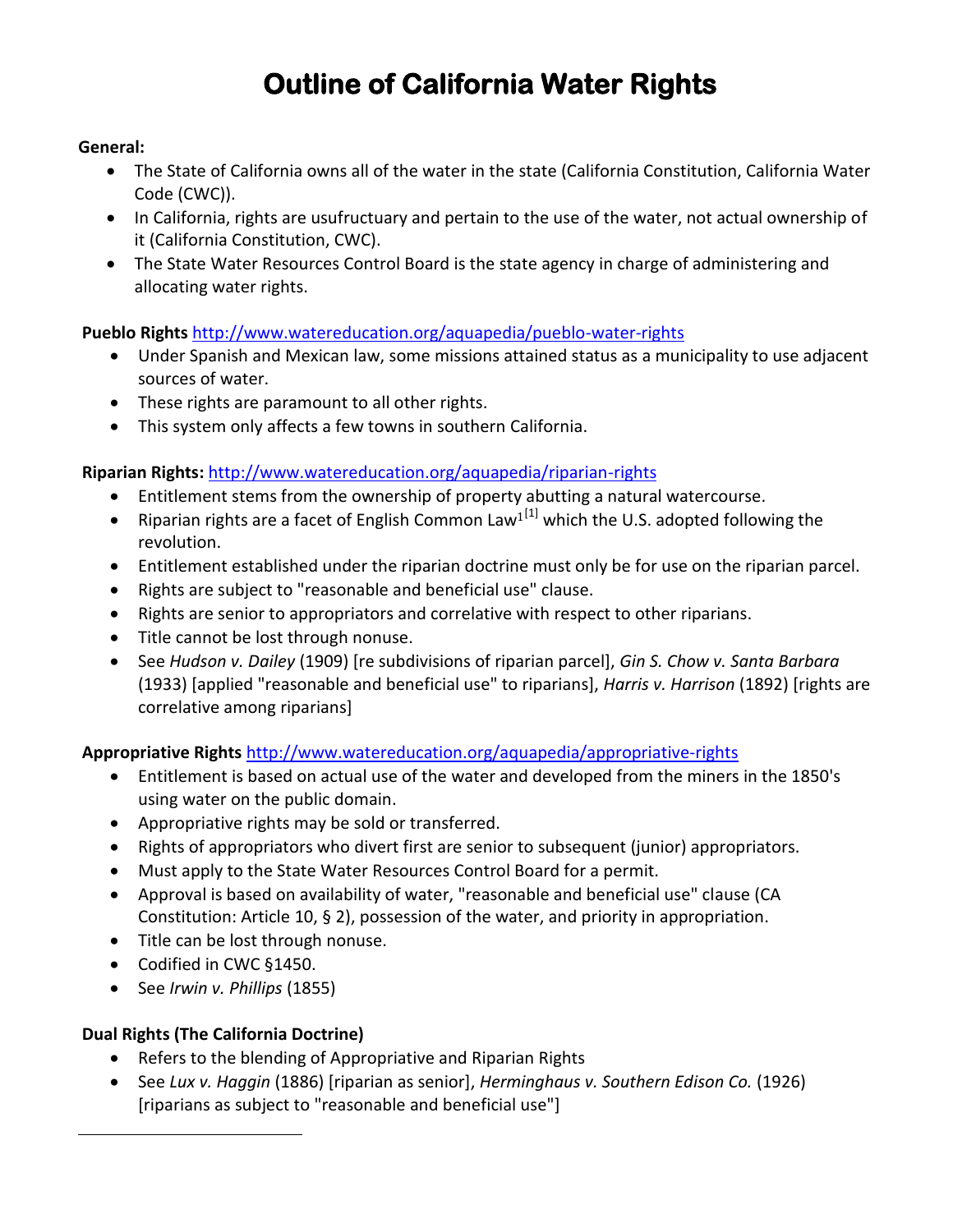# Outline of California Water Rights

**General:**

- The State of California owns all of the water in the state (California Constitution, California Water Code (CWC)).
- In California, rights are usufructuary and pertain to the use of the water, not actual ownership of it (California Constitution, CWC).
- The State Water Resources Control Board is the state agency in charge of administering and allocating water rights.

**Pueblo Rights** http://www.watereducation.org/aquapedia/pueblo-water-rights

- Under Spanish and Mexican law, some missions attained status as a municipality to use adjacent sources of water.
- These rights are paramount to all other rights.
- This system only affects a few towns in southern California.

**Riparian Rights:** http://www.watereducation.org/aquapedia/riparian-rights

- Entitlement stems from the ownership of property abutting a natural watercourse.
- Riparian rights are a facet of English Common Law[1][1] which the U.S. adopted following the revolution.
- Entitlement established under the riparian doctrine must only be for use on the riparian parcel.
- Rights are subject to "reasonable and beneficial use" clause.
- Rights are senior to appropriators and correlative with respect to other riparians.
- Title cannot be lost through nonuse.
- See *Hudson v. Dailey* (1909) [re subdivisions of riparian parcel], *Gin S. Chow v. Santa Barbara* (1933) [applied "reasonable and beneficial use" to riparians], *Harris v. Harrison* (1892) [rights are correlative among riparians]

**Appropriative Rights** http://www.watereducation.org/aquapedia/appropriative-rights

- Entitlement is based on actual use of the water and developed from the miners in the 1850's using water on the public domain.
- Appropriative rights may be sold or transferred.
- Rights of appropriators who divert first are senior to subsequent (junior) appropriators.
- Must apply to the State Water Resources Control Board for a permit.
- Approval is based on availability of water, "reasonable and beneficial use" clause (CA Constitution: Article 10, § 2), possession of the water, and priority in appropriation.
- Title can be lost through nonuse.
- Codified in CWC §1450.
- See *Irwin v. Phillips* (1855)

**Dual Rights (The California Doctrine)**

- Refers to the blending of Appropriative and Riparian Rights
- See *Lux v. Haggin* (1886) [riparian as senior], *Herminghaus v. Southern Edison Co.* (1926) [riparians as subject to "reasonable and beneficial use"]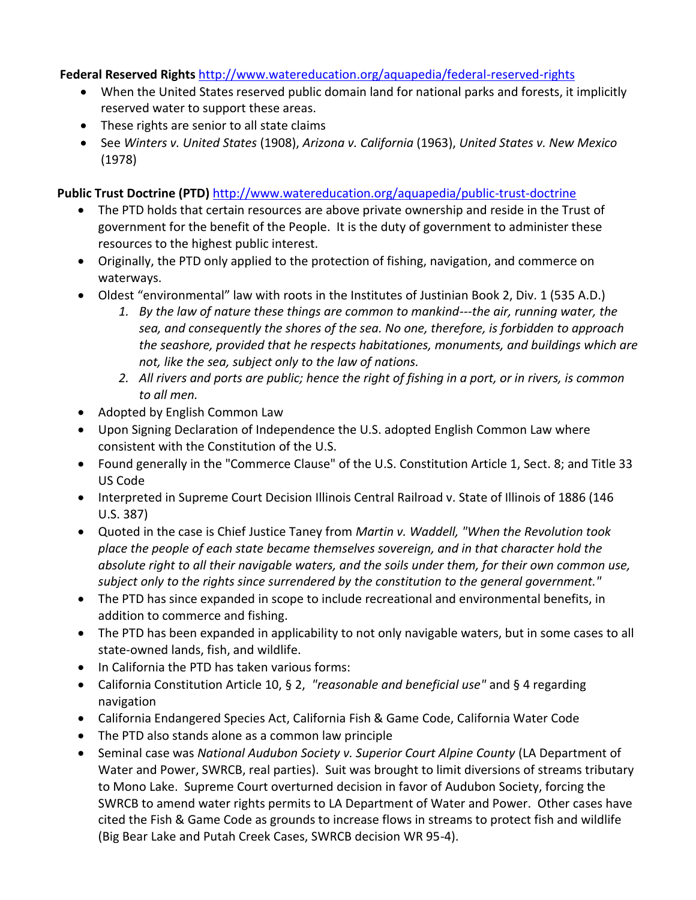**Federal Reserved Rights** [http://www.watereducation.org/aquapedia/federal-reserved-rights](http://www.watereducation.org/aquapedia/federal-reserved-rights)

- When the United States reserved public domain land for national parks and forests, it implicitly reserved water to support these areas.
- These rights are senior to all state claims
- See *Winters v. United States* (1908), *Arizona v. California* (1963), *United States v. New Mexico* (1978)

**Public Trust Doctrine (PTD)** [http://www.watereducation.org/aquapedia/public-trust-doctrine](http://www.watereducation.org/aquapedia/public-trust-doctrine)

- The PTD holds that certain resources are above private ownership and reside in the Trust of government for the benefit of the People. It is the duty of government to administer these resources to the highest public interest.
- Originally, the PTD only applied to the protection of fishing, navigation, and commerce on waterways.
- Oldest "environmental" law with roots in the Institutes of Justinian Book 2, Div. 1 (535 A.D.)
    1. *By the law of nature these things are common to mankind---the air, running water, the sea, and consequently the shores of the sea. No one, therefore, is forbidden to approach the seashore, provided that he respects habitationes, monuments, and buildings which are not, like the sea, subject only to the law of nations.*
    2. *All rivers and ports are public; hence the right of fishing in a port, or in rivers, is common to all men.*
- Adopted by English Common Law
- Upon Signing Declaration of Independence the U.S. adopted English Common Law where consistent with the Constitution of the U.S.
- Found generally in the "Commerce Clause" of the U.S. Constitution Article 1, Sect. 8; and Title 33 US Code
- Interpreted in Supreme Court Decision Illinois Central Railroad v. State of Illinois of 1886 (146 U.S. 387)
- Quoted in the case is Chief Justice Taney from *Martin v. Waddell, "When the Revolution took place the people of each state became themselves sovereign, and in that character hold the absolute right to all their navigable waters, and the soils under them, for their own common use, subject only to the rights since surrendered by the constitution to the general government."*
- The PTD has since expanded in scope to include recreational and environmental benefits, in addition to commerce and fishing.
- The PTD has been expanded in applicability to not only navigable waters, but in some cases to all state-owned lands, fish, and wildlife.
- In California the PTD has taken various forms:
- California Constitution Article 10, § 2, *"reasonable and beneficial use"* and § 4 regarding navigation
- California Endangered Species Act, California Fish & Game Code, California Water Code
- The PTD also stands alone as a common law principle
- Seminal case was *National Audubon Society v. Superior Court Alpine County* (LA Department of Water and Power, SWRCB, real parties). Suit was brought to limit diversions of streams tributary to Mono Lake. Supreme Court overturned decision in favor of Audubon Society, forcing the SWRCB to amend water rights permits to LA Department of Water and Power. Other cases have cited the Fish & Game Code as grounds to increase flows in streams to protect fish and wildlife (Big Bear Lake and Putah Creek Cases, SWRCB decision WR 95-4).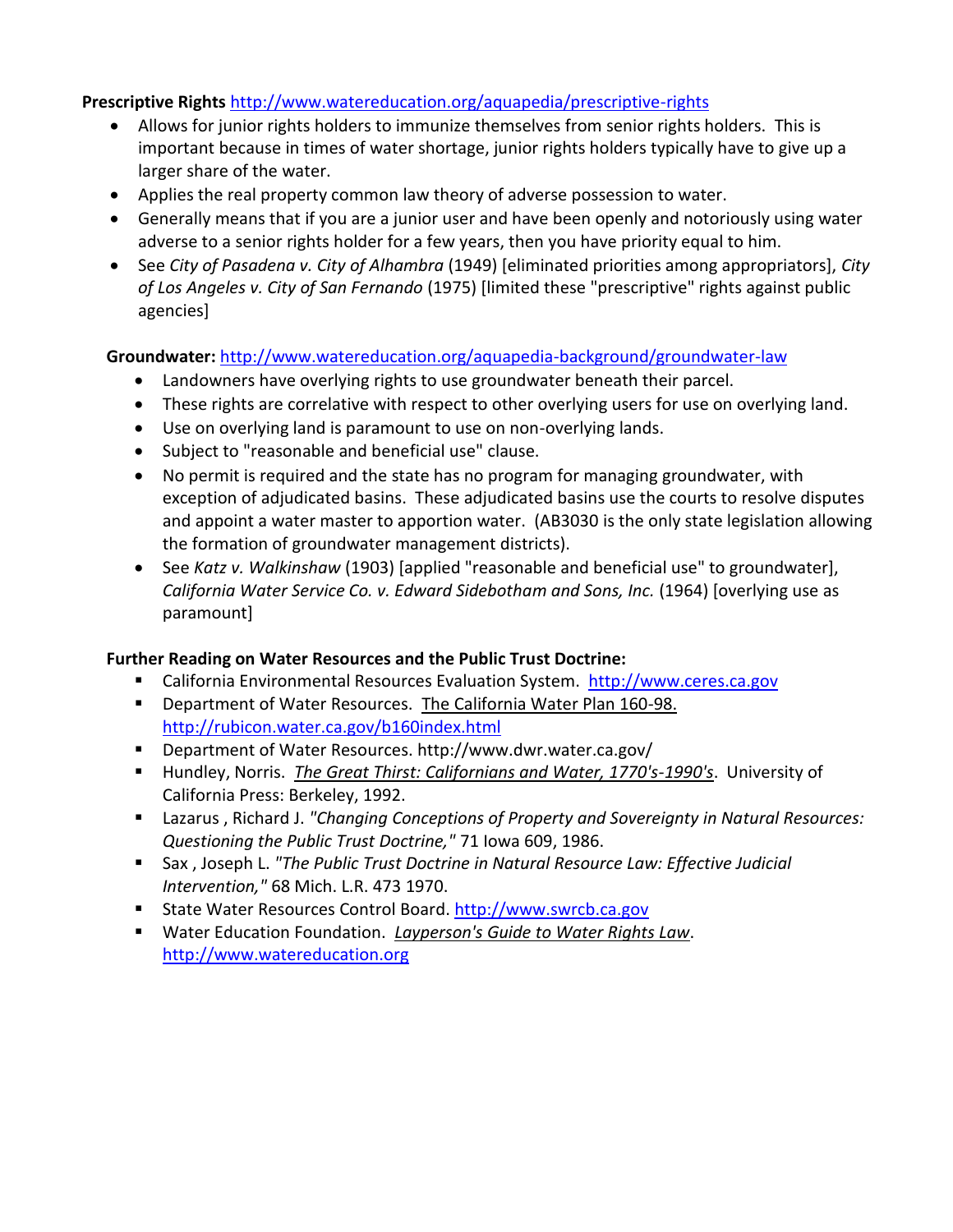**Prescriptive Rights** http://www.watereducation.org/aquapedia/prescriptive-rights

- Allows for junior rights holders to immunize themselves from senior rights holders. This is important because in times of water shortage, junior rights holders typically have to give up a larger share of the water.
- Applies the real property common law theory of adverse possession to water.
- Generally means that if you are a junior user and have been openly and notoriously using water adverse to a senior rights holder for a few years, then you have priority equal to him.
- See *City of Pasadena v. City of Alhambra* (1949) [eliminated priorities among appropriators], *City of Los Angeles v. City of San Fernando* (1975) [limited these "prescriptive" rights against public agencies]

**Groundwater:** http://www.watereducation.org/aquapedia-background/groundwater-law

- Landowners have overlying rights to use groundwater beneath their parcel.
- These rights are correlative with respect to other overlying users for use on overlying land.
- Use on overlying land is paramount to use on non-overlying lands.
- Subject to "reasonable and beneficial use" clause.
- No permit is required and the state has no program for managing groundwater, with exception of adjudicated basins. These adjudicated basins use the courts to resolve disputes and appoint a water master to apportion water. (AB3030 is the only state legislation allowing the formation of groundwater management districts).
- See *Katz v. Walkinshaw* (1903) [applied "reasonable and beneficial use" to groundwater], *California Water Service Co. v. Edward Sidebotham and Sons, Inc.* (1964) [overlying use as paramount]

**Further Reading on Water Resources and the Public Trust Doctrine:**

- California Environmental Resources Evaluation System. http://www.ceres.ca.gov
- Department of Water Resources. The California Water Plan 160-98. http://rubicon.water.ca.gov/b160index.html
- Department of Water Resources. http://www.dwr.water.ca.gov/
- Hundley, Norris. *The Great Thirst: Californians and Water, 1770's-1990's*. University of California Press: Berkeley, 1992.
- Lazarus , Richard J. *"Changing Conceptions of Property and Sovereignty in Natural Resources: Questioning the Public Trust Doctrine,"* 71 Iowa 609, 1986.
- Sax , Joseph L. *"The Public Trust Doctrine in Natural Resource Law: Effective Judicial Intervention,"* 68 Mich. L.R. 473 1970.
- State Water Resources Control Board. http://www.swrcb.ca.gov
- Water Education Foundation. *Layperson's Guide to Water Rights Law*. http://www.watereducation.org